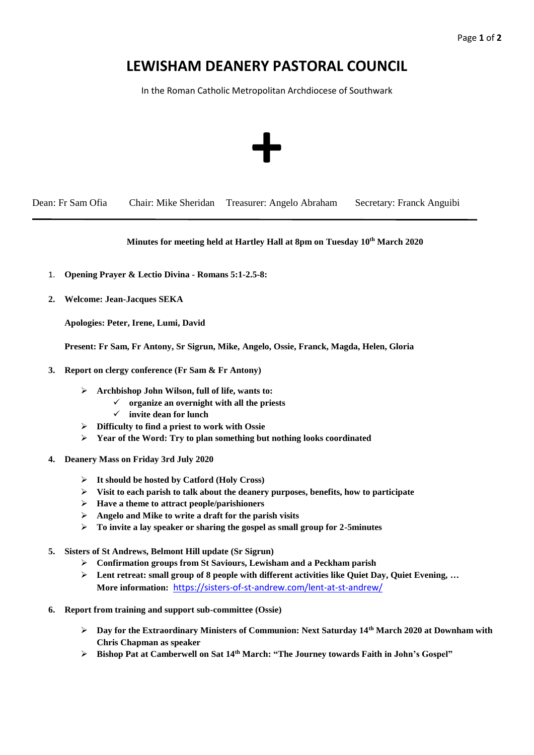# LEWISHAM DEANERY PASTORAL COUNCIL

In the Roman Catholic Metropolitan Archdiocese of Southwark

✚

Dean: Fr Sam Ofia Chair: Mike Sheridan Treasurer: Angelo Abraham Secretary: Franck Anguibi

---

**Minutes for meeting held at Hartley Hall at 8pm on Tuesday 10th March 2020**

1. **Opening Prayer & Lectio Divina - Romans 5:1-2.5-8:**

2. **Welcome: Jean-Jacques SEKA**

   **Apologies: Peter, Irene, Lumi, David**

   **Present: Fr Sam, Fr Antony, Sr Sigrun, Mike, Angelo, Ossie, Franck, Magda, Helen, Gloria**

3. **Report on clergy conference (Fr Sam & Fr Antony)**

   - **Archbishop John Wilson, full of life, wants to:**
     - ✓ **organize an overnight with all the priests**
     - ✓ **invite dean for lunch**
   - **Difficulty to find a priest to work with Ossie**
   - **Year of the Word: Try to plan something but nothing looks coordinated**

4. **Deanery Mass on Friday 3rd July 2020**

   - **It should be hosted by Catford (Holy Cross)**
   - **Visit to each parish to talk about the deanery purposes, benefits, how to participate**
   - **Have a theme to attract people/parishioners**
   - **Angelo and Mike to write a draft for the parish visits**
   - **To invite a lay speaker or sharing the gospel as small group for 2-5minutes**

5. **Sisters of St Andrews, Belmont Hill update (Sr Sigrun)**
   - **Confirmation groups from St Saviours, Lewisham and a Peckham parish**
   - **Lent retreat: small group of 8 people with different activities like Quiet Day, Quiet Evening, …**
     **More information:** https://sisters-of-st-andrew.com/lent-at-st-andrew/

6. **Report from training and support sub-committee (Ossie)**

   - **Day for the Extraordinary Ministers of Communion: Next Saturday 14th March 2020 at Downham with Chris Chapman as speaker**
   - **Bishop Pat at Camberwell on Sat 14th March: "The Journey towards Faith in John's Gospel"**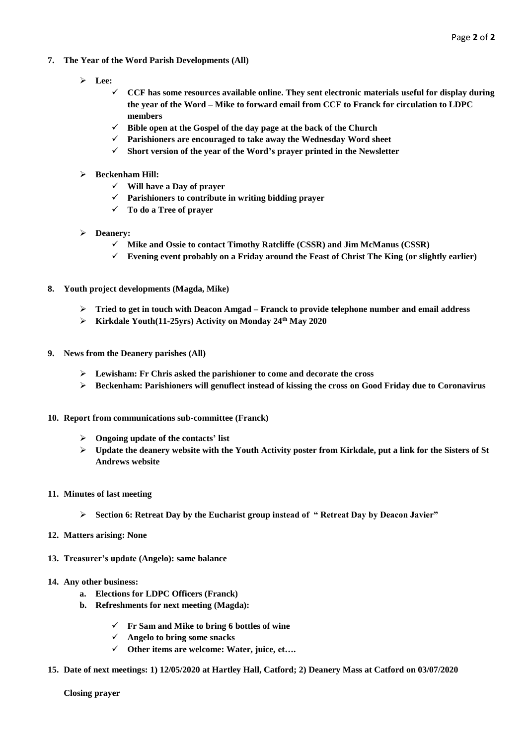**7. The Year of the Word Parish Developments (All)**

- **Lee:**
  - **CCF has some resources available online. They sent electronic materials useful for display during the year of the Word – Mike to forward email from CCF to Franck for circulation to LDPC members**
  - **Bible open at the Gospel of the day page at the back of the Church**
  - **Parishioners are encouraged to take away the Wednesday Word sheet**
  - **Short version of the year of the Word's prayer printed in the Newsletter**

- **Beckenham Hill:**
  - **Will have a Day of prayer**
  - **Parishioners to contribute in writing bidding prayer**
  - **To do a Tree of prayer**

- **Deanery:**
  - **Mike and Ossie to contact Timothy Ratcliffe (CSSR) and Jim McManus (CSSR)**
  - **Evening event probably on a Friday around the Feast of Christ The King (or slightly earlier)**

**8. Youth project developments (Magda, Mike)**

- **Tried to get in touch with Deacon Amgad – Franck to provide telephone number and email address**
- **Kirkdale Youth(11-25yrs) Activity on Monday 24th May 2020**

**9. News from the Deanery parishes (All)**

- **Lewisham: Fr Chris asked the parishioner to come and decorate the cross**
- **Beckenham: Parishioners will genuflect instead of kissing the cross on Good Friday due to Coronavirus**

**10. Report from communications sub-committee (Franck)**

- **Ongoing update of the contacts' list**
- **Update the deanery website with the Youth Activity poster from Kirkdale, put a link for the Sisters of St Andrews website**

**11. Minutes of last meeting**

- **Section 6: Retreat Day by the Eucharist group instead of " Retreat Day by Deacon Javier"**

**12. Matters arising: None**

**13. Treasurer's update (Angelo): same balance**

**14. Any other business:**

   **a. Elections for LDPC Officers (Franck)**

   **b. Refreshments for next meeting (Magda):**

   - **Fr Sam and Mike to bring 6 bottles of wine**
   - **Angelo to bring some snacks**
   - **Other items are welcome: Water, juice, et….**

**15. Date of next meetings: 1) 12/05/2020 at Hartley Hall, Catford; 2) Deanery Mass at Catford on 03/07/2020**

**Closing prayer**